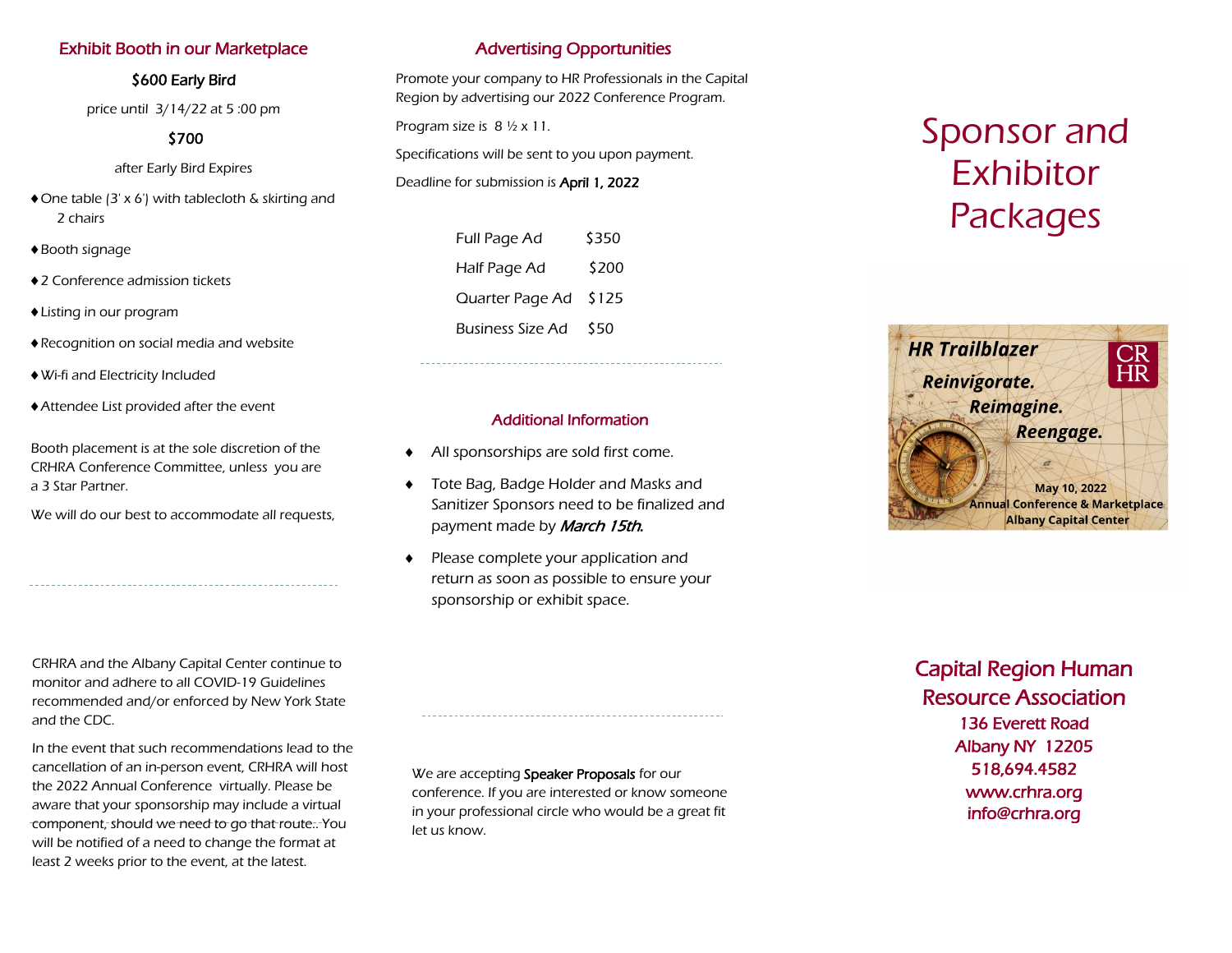## Exhibit Booth in our Marketplace

**$600 Early Bird**

price until 3/14/22 at 5 :00 pm

**$700**

after Early Bird Expires

- One table (3' x 6') with tablecloth & skirting and 2 chairs
- Booth signage
- 2 Conference admission tickets
- Listing in our program
- Recognition on social media and website
- Wi-fi and Electricity Included
- Attendee List provided after the event

Booth placement is at the sole discretion of the CRHRA Conference Committee, unless you are a 3 Star Partner.

We will do our best to accommodate all requests,

CRHRA and the Albany Capital Center continue to monitor and adhere to all COVID-19 Guidelines recommended and/or enforced by New York State and the CDC.

In the event that such recommendations lead to the cancellation of an in-person event, CRHRA will host the 2022 Annual Conference virtually. Please be aware that your sponsorship may include a virtual component, should we need to go that route.. You will be notified of a need to change the format at least 2 weeks prior to the event, at the latest.

## Advertising Opportunities

Promote your company to HR Professionals in the Capital Region by advertising our 2022 Conference Program.

Program size is 8 ½ x 11.

Specifications will be sent to you upon payment.

Deadline for submission is **April 1, 2022**

| | |
|---|---|
| Full Page Ad | $350 |
| Half Page Ad | $200 |
| Quarter Page Ad | $125 |
| Business Size Ad | $50 |

## Additional Information

- All sponsorships are sold first come.
- Tote Bag, Badge Holder and Masks and Sanitizer Sponsors need to be finalized and payment made by ***March 15th***.
- Please complete your application and return as soon as possible to ensure your sponsorship or exhibit space.

We are accepting **Speaker Proposals** for our conference. If you are interested or know someone in your professional circle who would be a great fit let us know.

# Sponsor and Exhibitor Packages

***HR Trailblazer***

***Reinvigorate.***
***Reimagine.***
***Reengage.***

CR HR

**May 10, 2022**
**Annual Conference & Marketplace**
**Albany Capital Center**

## Capital Region Human Resource Association

136 Everett Road
Albany NY 12205
518,694.4582
www.crhra.org
info@crhra.org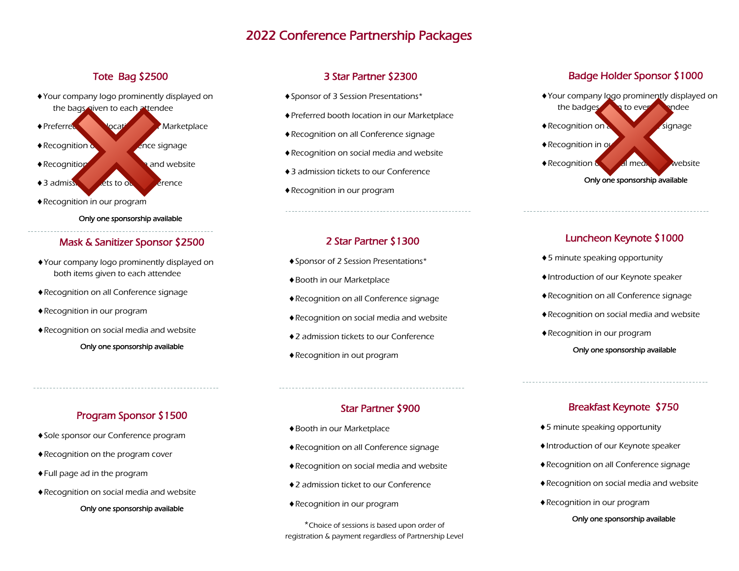# 2022 Conference Partnership Packages

## Tote Bag $2500

- ♦Your company logo prominently displayed on the bags given to each attendee
- ♦Preferred booth location in our Marketplace
- ♦Recognition on all Conference signage
- ♦Recognition on social media and website
- ♦3 admission tickets to our Conference
- ♦Recognition in our program

Only one sponsorship available

## Mask & Sanitizer Sponsor $2500

- ♦Your company logo prominently displayed on both items given to each attendee
- ♦Recognition on all Conference signage
- ♦Recognition in our program
- ♦Recognition on social media and website

Only one sponsorship available

## Program Sponsor $1500

- ♦Sole sponsor our Conference program
- ♦Recognition on the program cover
- ♦Full page ad in the program
- ♦Recognition on social media and website

Only one sponsorship available

## 3 Star Partner $2300

- ♦Sponsor of 3 Session Presentations*
- ♦Preferred booth location in our Marketplace
- ♦Recognition on all Conference signage
- ♦Recognition on social media and website
- ♦3 admission tickets to our Conference
- ♦Recognition in our program

## 2 Star Partner $1300

- ♦Sponsor of 2 Session Presentations*
- ♦Booth in our Marketplace
- ♦Recognition on all Conference signage
- ♦Recognition on social media and website
- ♦2 admission tickets to our Conference
- ♦Recognition in out program

## Star Partner $900

- ♦Booth in our Marketplace
- ♦Recognition on all Conference signage
- ♦Recognition on social media and website
- ♦2 admission ticket to our Conference
- ♦Recognition in our program

*Choice of sessions is based upon order of registration & payment regardless of Partnership Level

## Badge Holder Sponsor $1000

- ♦Your company logo prominently displayed on the badges given to every attendee
- ♦Recognition on all Conference signage
- ♦Recognition in our program
- ♦Recognition on social media and website

Only one sponsorship available

## Luncheon Keynote $1000

- ♦5 minute speaking opportunity
- ♦Introduction of our Keynote speaker
- ♦Recognition on all Conference signage
- ♦Recognition on social media and website
- ♦Recognition in our program

Only one sponsorship available

## Breakfast Keynote $750

- ♦5 minute speaking opportunity
- ♦Introduction of our Keynote speaker
- ♦Recognition on all Conference signage
- ♦Recognition on social media and website
- ♦Recognition in our program

Only one sponsorship available